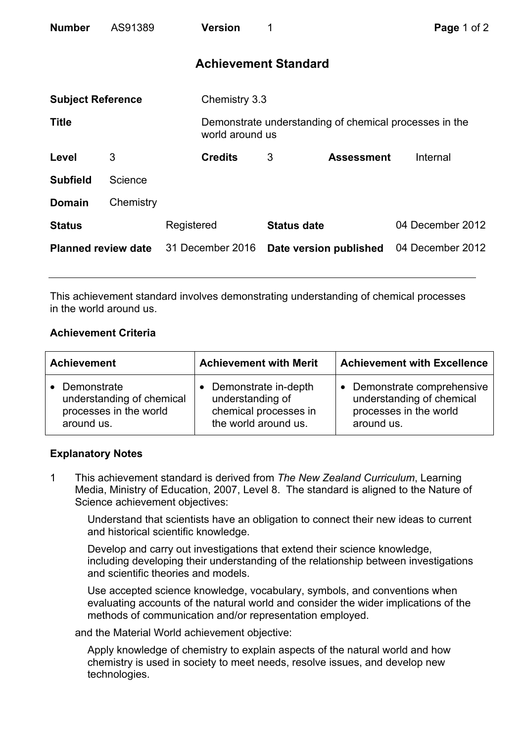Number AS91389 | Version 1

# Achievement Standard

| | | | | | |
|---|---|---|---|---|---|
| **Subject Reference** | | Chemistry 3.3 | | | |
| **Title** | | Demonstrate understanding of chemical processes in the world around us | | | |
| **Level** | 3 | **Credits** | 3 | **Assessment** | Internal |
| **Subfield** | Science | | | | |
| **Domain** | Chemistry | | | | |
| **Status** | Registered | **Status date** | 04 December 2012 | | |
| **Planned review date** | 31 December 2016 | **Date version published** | 04 December 2012 | | |

This achievement standard involves demonstrating understanding of chemical processes in the world around us.

## Achievement Criteria

| Achievement | Achievement with Merit | Achievement with Excellence |
|---|---|---|
| • Demonstrate understanding of chemical processes in the world around us. | • Demonstrate in-depth understanding of chemical processes in the world around us. | • Demonstrate comprehensive understanding of chemical processes in the world around us. |

## Explanatory Notes

1 This achievement standard is derived from *The New Zealand Curriculum*, Learning Media, Ministry of Education, 2007, Level 8. The standard is aligned to the Nature of Science achievement objectives:

> Understand that scientists have an obligation to connect their new ideas to current and historical scientific knowledge.
>
> Develop and carry out investigations that extend their science knowledge, including developing their understanding of the relationship between investigations and scientific theories and models.
>
> Use accepted science knowledge, vocabulary, symbols, and conventions when evaluating accounts of the natural world and consider the wider implications of the methods of communication and/or representation employed.

and the Material World achievement objective:

> Apply knowledge of chemistry to explain aspects of the natural world and how chemistry is used in society to meet needs, resolve issues, and develop new technologies.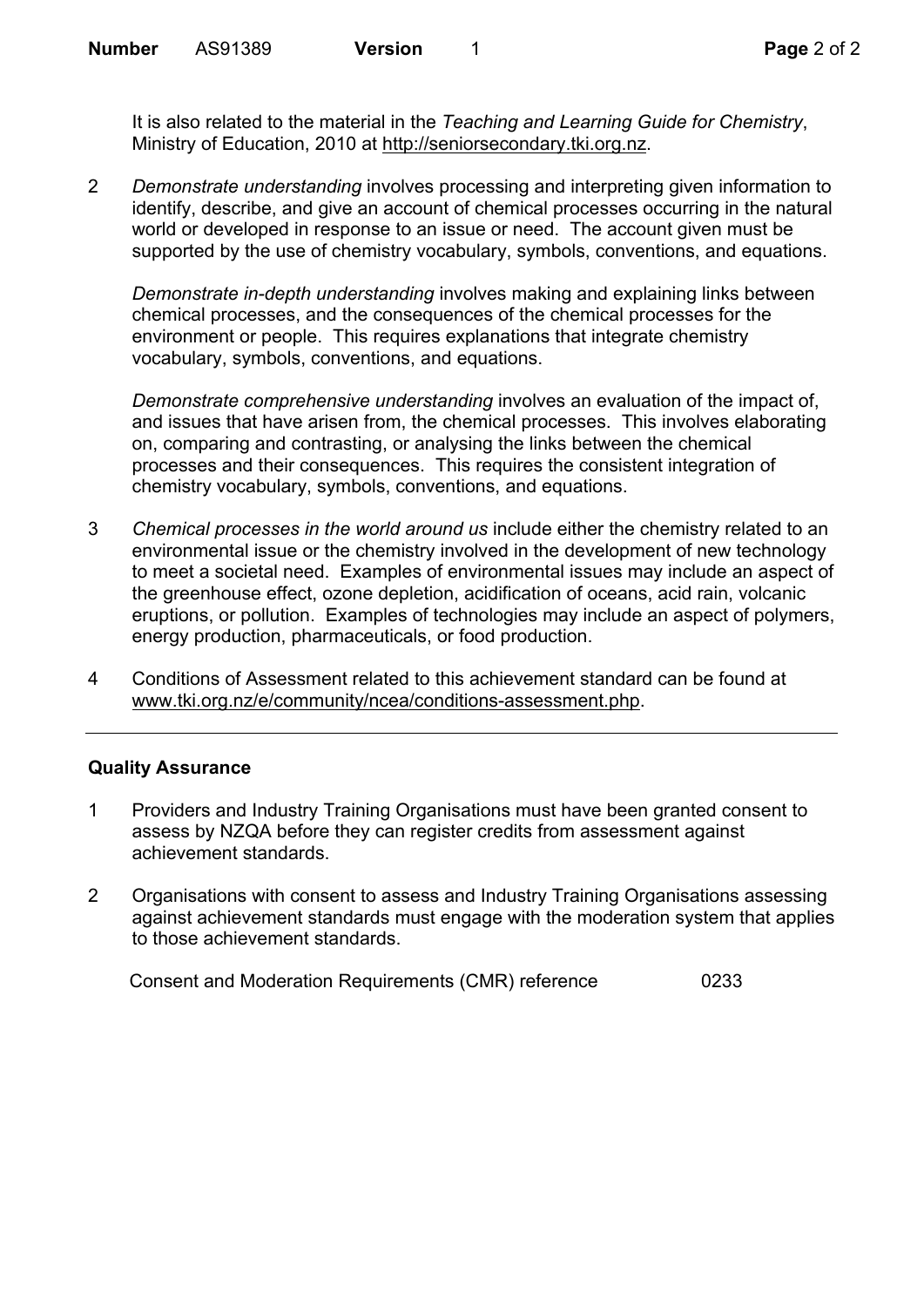It is also related to the material in the *Teaching and Learning Guide for Chemistry*, Ministry of Education, 2010 at http://seniorsecondary.tki.org.nz.

2 *Demonstrate understanding* involves processing and interpreting given information to identify, describe, and give an account of chemical processes occurring in the natural world or developed in response to an issue or need. The account given must be supported by the use of chemistry vocabulary, symbols, conventions, and equations.

   *Demonstrate in-depth understanding* involves making and explaining links between chemical processes, and the consequences of the chemical processes for the environment or people. This requires explanations that integrate chemistry vocabulary, symbols, conventions, and equations.

   *Demonstrate comprehensive understanding* involves an evaluation of the impact of, and issues that have arisen from, the chemical processes. This involves elaborating on, comparing and contrasting, or analysing the links between the chemical processes and their consequences. This requires the consistent integration of chemistry vocabulary, symbols, conventions, and equations.

3 *Chemical processes in the world around us* include either the chemistry related to an environmental issue or the chemistry involved in the development of new technology to meet a societal need. Examples of environmental issues may include an aspect of the greenhouse effect, ozone depletion, acidification of oceans, acid rain, volcanic eruptions, or pollution. Examples of technologies may include an aspect of polymers, energy production, pharmaceuticals, or food production.

4 Conditions of Assessment related to this achievement standard can be found at www.tki.org.nz/e/community/ncea/conditions-assessment.php.

## Quality Assurance

1 Providers and Industry Training Organisations must have been granted consent to assess by NZQA before they can register credits from assessment against achievement standards.

2 Organisations with consent to assess and Industry Training Organisations assessing against achievement standards must engage with the moderation system that applies to those achievement standards.

Consent and Moderation Requirements (CMR) reference 0233